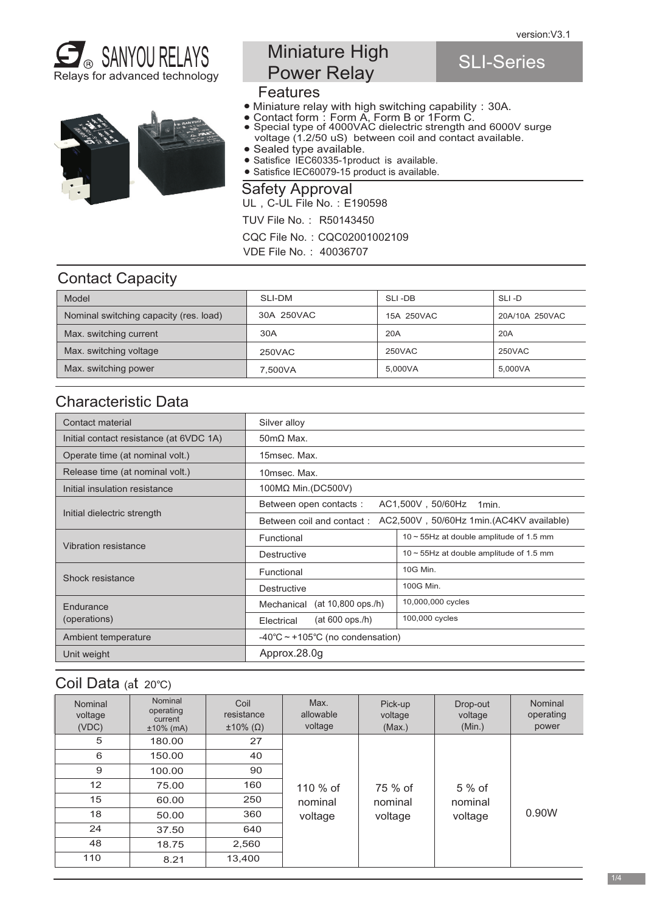version:V3.1

SANYOU RELAYS
Relays for advanced technology

# Miniature High Power Relay

# SLI-Series

## Features

- Miniature relay with high switching capability：30A.
- Contact form：Form A, Form B or 1Form C.
- Special type of 4000VAC dielectric strength and 6000V surge voltage (1.2/50 uS) between coil and contact available.
- Sealed type available.
- Satisfice IEC60335-1product is available.
- Satisfice IEC60079-15 product is available.

## Safety Approval

UL，C-UL File No.：E190598

TUV File No.： R50143450

CQC File No.：CQC02001002109

VDE File No.： 40036707

## Contact Capacity

| Model | SLI-DM | SLI -DB | SLI -D |
|---|---|---|---|
| Nominal switching capacity (res. load) | 30A 250VAC | 15A 250VAC | 20A/10A 250VAC |
| Max. switching current | 30A | 20A | 20A |
| Max. switching voltage | 250VAC | 250VAC | 250VAC |
| Max. switching power | 7,500VA | 5,000VA | 5,000VA |

## Characteristic Data

| Contact material | Silver alloy | |
|---|---|---|
| Initial contact resistance (at 6VDC 1A) | 50mΩ Max. | |
| Operate time (at nominal volt.) | 15msec. Max. | |
| Release time (at nominal volt.) | 10msec. Max. | |
| Initial insulation resistance | 100MΩ Min.(DC500V) | |
| Initial dielectric strength | Between open contacts： AC1,500V，50/60Hz 1min. | |
| | Between coil and contact： AC2,500V，50/60Hz 1min.(AC4KV available) | |
| Vibration resistance | Functional | 10 ~ 55Hz at double amplitude of 1.5 mm |
| | Destructive | 10 ~ 55Hz at double amplitude of 1.5 mm |
| Shock resistance | Functional | 10G Min. |
| | Destructive | 100G Min. |
| Endurance (operations) | Mechanical (at 10,800 ops./h) | 10,000,000 cycles |
| | Electrical (at 600 ops./h) | 100,000 cycles |
| Ambient temperature | -40℃ ~ +105℃ (no condensation) | |
| Unit weight | Approx.28.0g | |

## Coil Data (at 20℃)

| Nominal voltage (VDC) | Nominal operating current ±10% (mA) | Coil resistance ±10% (Ω) | Max. allowable voltage | Pick-up voltage (Max.) | Drop-out voltage (Min.) | Nominal operating power |
|---|---|---|---|---|---|---|
| 5 | 180.00 | 27 | 110 % of nominal voltage | 75 % of nominal voltage | 5 % of nominal voltage | 0.90W |
| 6 | 150.00 | 40 | | | | |
| 9 | 100.00 | 90 | | | | |
| 12 | 75.00 | 160 | | | | |
| 15 | 60.00 | 250 | | | | |
| 18 | 50.00 | 360 | | | | |
| 24 | 37.50 | 640 | | | | |
| 48 | 18.75 | 2,560 | | | | |
| 110 | 8.21 | 13,400 | | | | |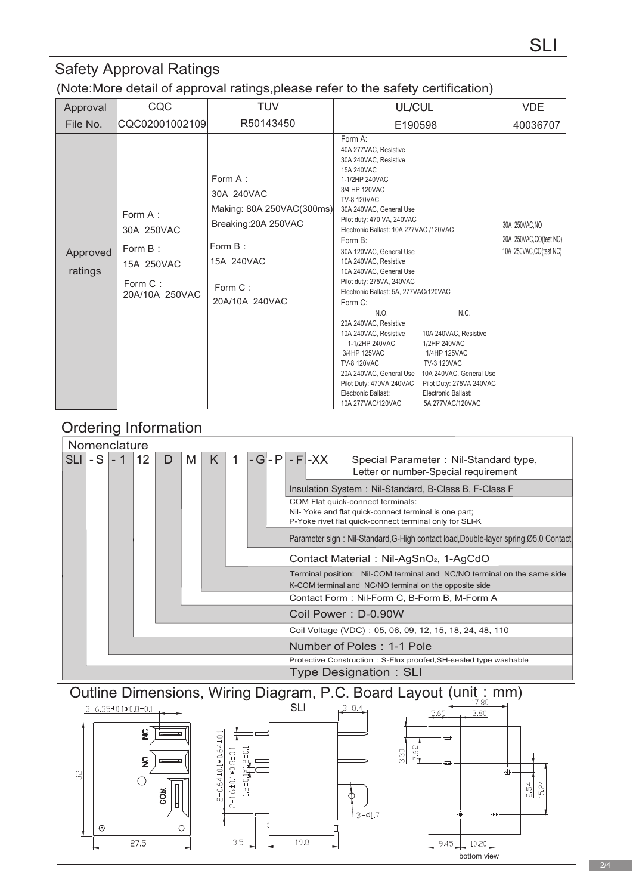## Safety Approval Ratings

(Note:More detail of approval ratings,please refer to the safety certification)

| Approval | CQC | TUV | UL/CUL | VDE |
|---|---|---|---|---|
| File No. | CQC02001002109 | R50143450 | E190598 | 40036707 |
| Approved ratings | Form A：<br>30A 250VAC<br>Form B：<br>15A 250VAC<br>Form C：<br>20A/10A 250VAC | Form A：<br>30A 240VAC<br>Making: 80A 250VAC(300ms)<br>Breaking:20A 250VAC<br>Form B：<br>15A 240VAC<br>Form C：<br>20A/10A 240VAC | Form A:<br>40A 277VAC, Resistive<br>30A 240VAC, Resistive<br>15A 240VAC<br>1-1/2HP 240VAC<br>3/4 HP 120VAC<br>TV-8 120VAC<br>30A 240VAC, General Use<br>Pilot duty: 470 VA, 240VAC<br>Electronic Ballast: 10A 277VAC /120VAC<br>Form B:<br>30A 120VAC, General Use<br>10A 240VAC, Resistive<br>10A 240VAC, General Use<br>Pilot duty: 275VA, 240VAC<br>Electronic Ballast: 5A, 277VAC/120VAC<br>Form C:<br>N.O.: 20A 240VAC, Resistive; 10A 240VAC, Resistive; 1-1/2HP 240VAC; 3/4HP 125VAC; TV-8 120VAC; 20A 240VAC, General Use; Pilot Duty: 470VA 240VAC; Electronic Ballast: 10A 277VAC/120VAC<br>N.C.: 10A 240VAC, Resistive; 1/2HP 240VAC; 1/4HP 125VAC; TV-3 120VAC; 10A 240VAC, General Use; Pilot Duty: 275VA 240VAC; Electronic Ballast: 5A 277VAC/120VAC | 30A 250VAC,NO<br>20A 250VAC,CO(test NO)<br>10A 250VAC,CO(test NC) |

## Ordering Information

### Nomenclature

SLI - S - 1 12 D M K 1 - G - P - F -XX

- -XX: Special Parameter：Nil-Standard type, Letter or number-Special requirement
- F: Insulation System：Nil-Standard, B-Class B, F-Class F
- P: COM Flat quick-connect terminals: Nil- Yoke and flat quick-connect terminal is one part; P-Yoke rivet flat quick-connect terminal only for SLI-K
- G: Parameter sign：Nil-Standard,G-High contact load,Double-layer spring,Ø5.0 Contact
- 1: Contact Material：Nil-$AgSnO_2$, 1-AgCdO
- K: Terminal position: Nil-COM terminal and NC/NO terminal on the same side K-COM terminal and NC/NO terminal on the opposite side
- M: Contact Form：Nil-Form C, B-Form B, M-Form A
- D: Coil Power：D-0.90W
- 12: Coil Voltage (VDC)：05, 06, 09, 12, 15, 18, 24, 48, 110
- 1: Number of Poles：1-1 Pole
- S: Protective Construction：S-Flux proofed,SH-sealed type washable
- SLI: Type Designation：SLI

## Outline Dimensions, Wiring Diagram, P.C. Board Layout (unit：mm)

SLI

3-6.35±0.1*0.8±0.1; 32; 27.5; NC; NO; COM; 2-0.64±0.1*0.64±0.1; 2-1.6±0.1*0.8±0.1; 1.2±0.1*1.2±0.1; 3.5; 19.8; 3-8.4; 3-Ø1.7; 3.30; 7.62; 17.80; 5.65; 3.80; 2.54; 15.24; 9.45; 10.20

bottom view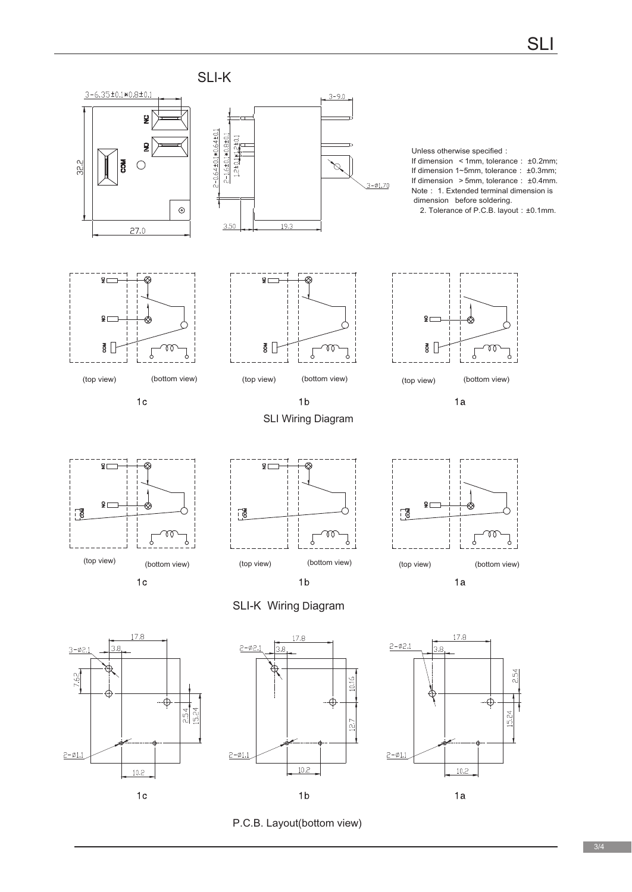## SLI-K

3-6.35±0.1*0.8±0.1

3-9.0

2-0.64±0.1*0.64±0.1

2-1.6±0.1*1.8±0.1

1.2±0.1*2±0.1

3-ø1.70

32.2

27.0

3.50

19.3

NC

NO

COM

Unless otherwise specified：
If dimension ＜1mm, tolerance： ±0.2mm;
If dimension 1~5mm, tolerance： ±0.3mm;
If dimension ＞5mm, tolerance： ±0.4mm.
Note： 1. Extended terminal dimension is dimension before soldering.
2. Tolerance of P.C.B. layout：±0.1mm.

(top view) (bottom view) — 1c

(top view) (bottom view) — 1b

(top view) (bottom view) — 1a

SLI Wiring Diagram

(top view) (bottom view) — 1c

(top view) (bottom view) — 1b

(top view) (bottom view) — 1a

SLI-K Wiring Diagram

1c: 17.8, 3-ø2.1, 3.8, 7.62, 2.54, 15.24, 2-ø1.1, 10.2

1b: 17.8, 2-ø2.1, 3.8, 10.16, 12.7, 2-ø1.1, 10.2

1a: 17.8, 2-ø2.1, 3.8, 2.54, 15.24, 2-ø1.1, 10.2

P.C.B. Layout(bottom view)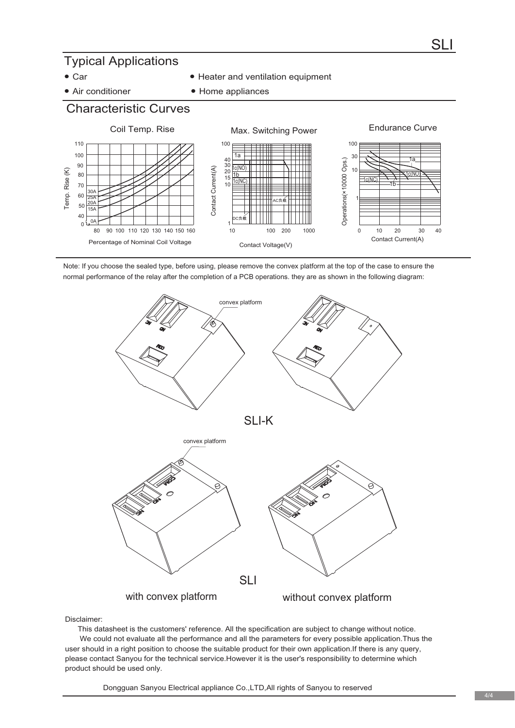## Typical Applications

- Car
- Heater and ventilation equipment
- Air conditioner
- Home appliances

## Characteristic Curves

Coil Temp. Rise

Temp. Rise (K)

110
100
90
80
70
60
50
40
0

30A
25A
20A
15A
0A

80 90 100 110 120 130 140 150 160

Percentage of Nominal Coil Voltage

Max. Switching Power

Contact Current(A)

100
40
30
20
15
10
1

1a
1c(NO)
1b
1c(NC)

AC负载
DC负载

10 100 200 1000

Contact Voltage(V)

Endurance Curve

Operations(×10000 Ops.)

100
30
10
1

1a
1c(NO)
1c(NC)
1b

0 10 20 30 40

Contact Current(A)

Note: If you choose the sealed type, before using, please remove the convex platform at the top of the case to ensure the normal performance of the relay after the completion of a PCB operations. they are as shown in the following diagram:

convex platform

NC NO COM

SLI-K

convex platform

COM NO NC

SLI

with convex platform

without convex platform

Disclaimer:

This datasheet is the customers' reference. All the specification are subject to change without notice.

We could not evaluate all the performance and all the parameters for every possible application.Thus the user should in a right position to choose the suitable product for their own application.If there is any query, please contact Sanyou for the technical service.However it is the user's responsibility to determine which product should be used only.

Dongguan Sanyou Electrical appliance Co.,LTD,All rights of Sanyou to reserved